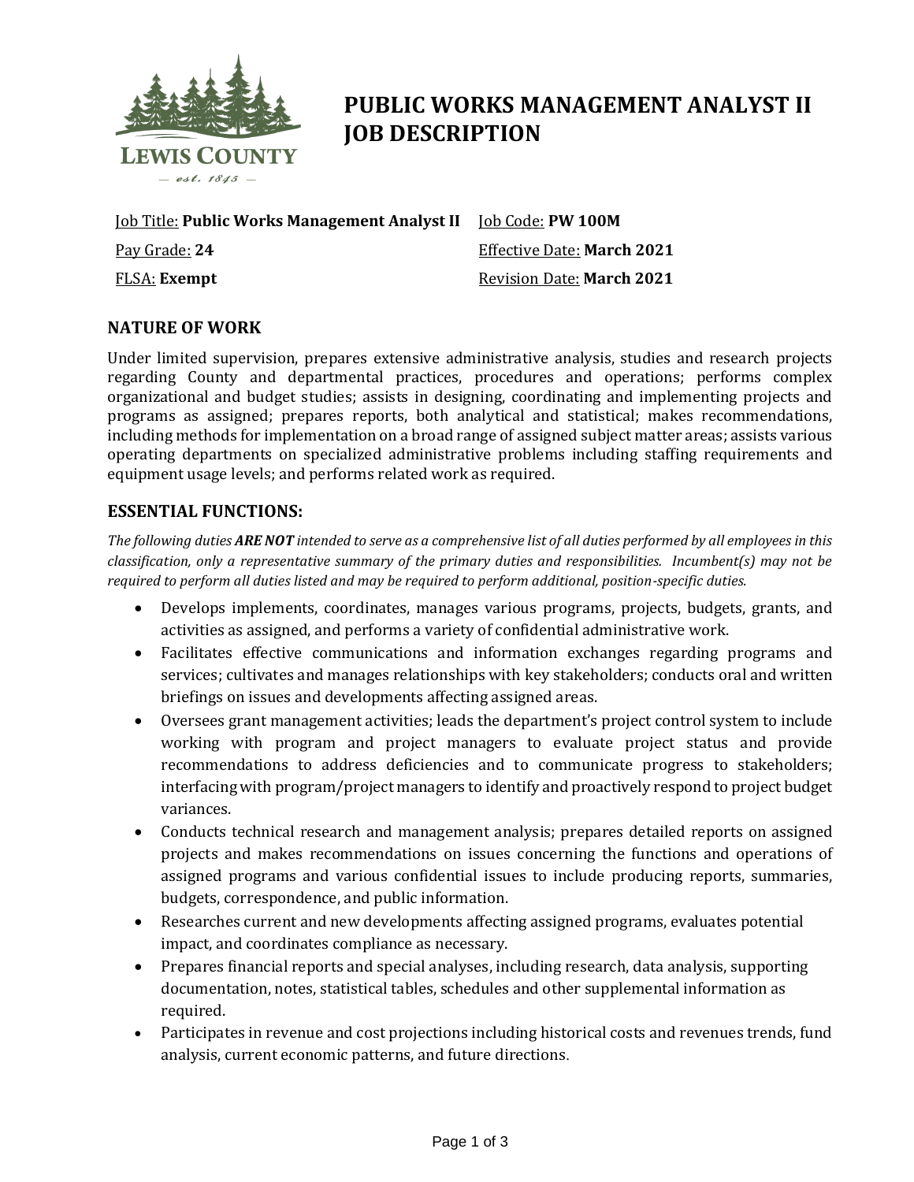# PUBLIC WORKS MANAGEMENT ANALYST II JOB DESCRIPTION

Lewis County — est. 1845 —

| | |
|---|---|
| Job Title: **Public Works Management Analyst II** | Job Code: **PW 100M** |
| Pay Grade: **24** | Effective Date: **March 2021** |
| FLSA: **Exempt** | Revision Date: **March 2021** |

## NATURE OF WORK

Under limited supervision, prepares extensive administrative analysis, studies and research projects regarding County and departmental practices, procedures and operations; performs complex organizational and budget studies; assists in designing, coordinating and implementing projects and programs as assigned; prepares reports, both analytical and statistical; makes recommendations, including methods for implementation on a broad range of assigned subject matter areas; assists various operating departments on specialized administrative problems including staffing requirements and equipment usage levels; and performs related work as required.

## ESSENTIAL FUNCTIONS:

*The following duties **ARE NOT** intended to serve as a comprehensive list of all duties performed by all employees in this classification, only a representative summary of the primary duties and responsibilities. Incumbent(s) may not be required to perform all duties listed and may be required to perform additional, position-specific duties.*

- Develops implements, coordinates, manages various programs, projects, budgets, grants, and activities as assigned, and performs a variety of confidential administrative work.
- Facilitates effective communications and information exchanges regarding programs and services; cultivates and manages relationships with key stakeholders; conducts oral and written briefings on issues and developments affecting assigned areas.
- Oversees grant management activities; leads the department's project control system to include working with program and project managers to evaluate project status and provide recommendations to address deficiencies and to communicate progress to stakeholders; interfacing with program/project managers to identify and proactively respond to project budget variances.
- Conducts technical research and management analysis; prepares detailed reports on assigned projects and makes recommendations on issues concerning the functions and operations of assigned programs and various confidential issues to include producing reports, summaries, budgets, correspondence, and public information.
- Researches current and new developments affecting assigned programs, evaluates potential impact, and coordinates compliance as necessary.
- Prepares financial reports and special analyses, including research, data analysis, supporting documentation, notes, statistical tables, schedules and other supplemental information as required.
- Participates in revenue and cost projections including historical costs and revenues trends, fund analysis, current economic patterns, and future directions.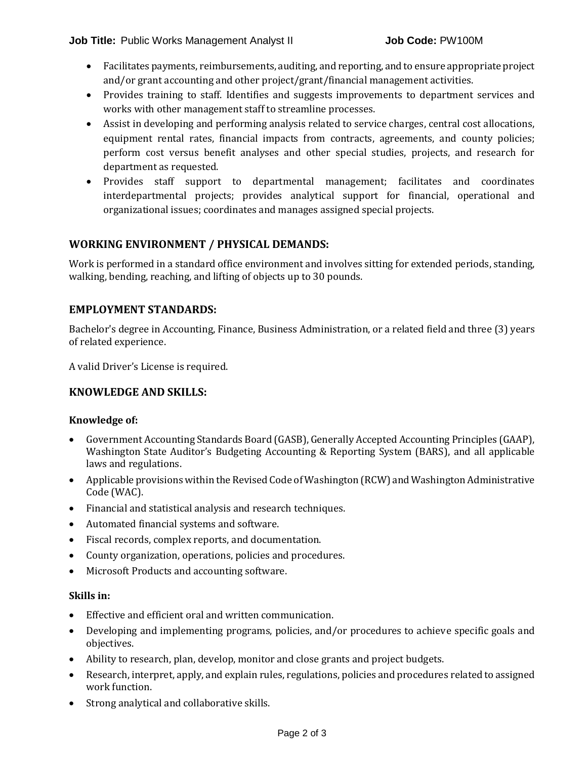- Facilitates payments, reimbursements, auditing, and reporting, and to ensure appropriate project and/or grant accounting and other project/grant/financial management activities.
- Provides training to staff. Identifies and suggests improvements to department services and works with other management staff to streamline processes.
- Assist in developing and performing analysis related to service charges, central cost allocations, equipment rental rates, financial impacts from contracts, agreements, and county policies; perform cost versus benefit analyses and other special studies, projects, and research for department as requested.
- Provides staff support to departmental management; facilitates and coordinates interdepartmental projects; provides analytical support for financial, operational and organizational issues; coordinates and manages assigned special projects.

## WORKING ENVIRONMENT / PHYSICAL DEMANDS:

Work is performed in a standard office environment and involves sitting for extended periods, standing, walking, bending, reaching, and lifting of objects up to 30 pounds.

## EMPLOYMENT STANDARDS:

Bachelor's degree in Accounting, Finance, Business Administration, or a related field and three (3) years of related experience.

A valid Driver's License is required.

## KNOWLEDGE AND SKILLS:

**Knowledge of:**

- Government Accounting Standards Board (GASB), Generally Accepted Accounting Principles (GAAP), Washington State Auditor's Budgeting Accounting & Reporting System (BARS), and all applicable laws and regulations.
- Applicable provisions within the Revised Code of Washington (RCW) and Washington Administrative Code (WAC).
- Financial and statistical analysis and research techniques.
- Automated financial systems and software.
- Fiscal records, complex reports, and documentation.
- County organization, operations, policies and procedures.
- Microsoft Products and accounting software.

**Skills in:**

- Effective and efficient oral and written communication.
- Developing and implementing programs, policies, and/or procedures to achieve specific goals and objectives.
- Ability to research, plan, develop, monitor and close grants and project budgets.
- Research, interpret, apply, and explain rules, regulations, policies and procedures related to assigned work function.
- Strong analytical and collaborative skills.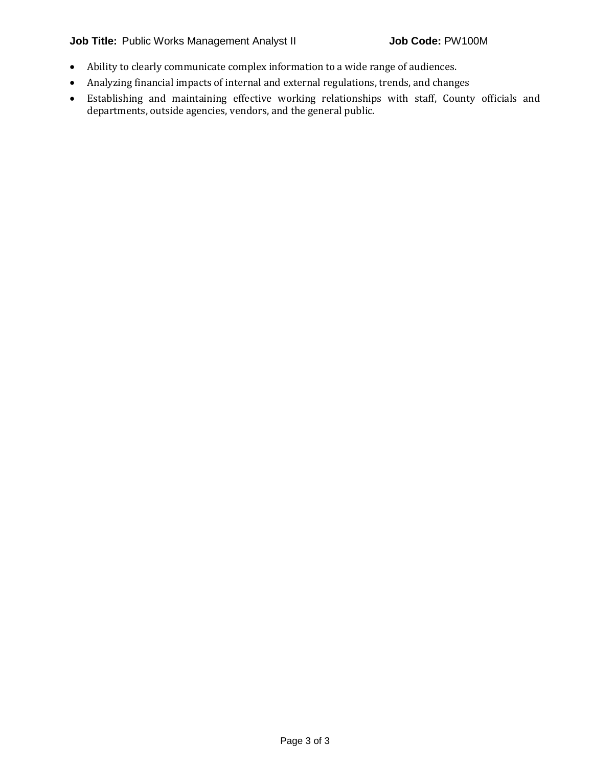- Ability to clearly communicate complex information to a wide range of audiences.
- Analyzing financial impacts of internal and external regulations, trends, and changes
- Establishing and maintaining effective working relationships with staff, County officials and departments, outside agencies, vendors, and the general public.